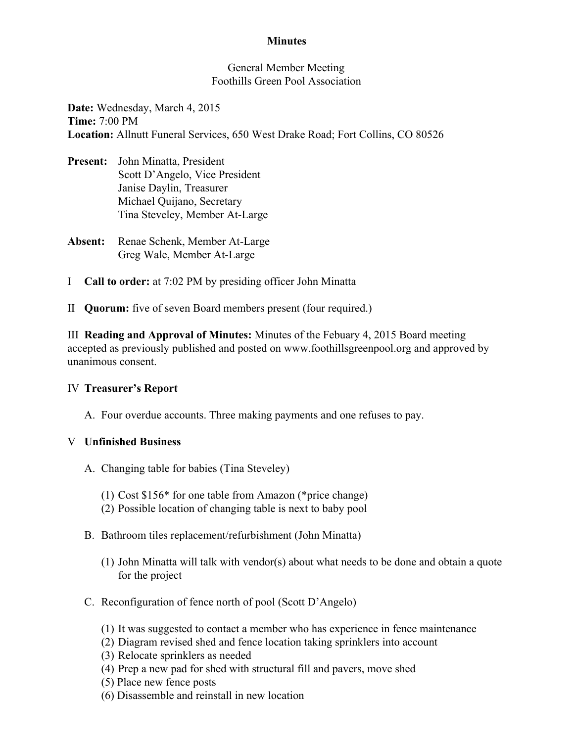# Minutes

General Member Meeting
Foothills Green Pool Association

**Date:** Wednesday, March 4, 2015
**Time:** 7:00 PM
**Location:** Allnutt Funeral Services, 650 West Drake Road; Fort Collins, CO 80526

**Present:** John Minatta, President
Scott D'Angelo, Vice President
Janise Daylin, Treasurer
Michael Quijano, Secretary
Tina Steveley, Member At-Large

**Absent:** Renae Schenk, Member At-Large
Greg Wale, Member At-Large

I **Call to order:** at 7:02 PM by presiding officer John Minatta

II **Quorum:** five of seven Board members present (four required.)

III **Reading and Approval of Minutes:** Minutes of the Febuary 4, 2015 Board meeting accepted as previously published and posted on www.foothillsgreenpool.org and approved by unanimous consent.

IV **Treasurer's Report**

A. Four overdue accounts. Three making payments and one refuses to pay.

V **Unfinished Business**

A. Changing table for babies (Tina Steveley)

(1) Cost $156* for one table from Amazon (*price change)
(2) Possible location of changing table is next to baby pool

B. Bathroom tiles replacement/refurbishment (John Minatta)

(1) John Minatta will talk with vendor(s) about what needs to be done and obtain a quote for the project

C. Reconfiguration of fence north of pool (Scott D'Angelo)

(1) It was suggested to contact a member who has experience in fence maintenance
(2) Diagram revised shed and fence location taking sprinklers into account
(3) Relocate sprinklers as needed
(4) Prep a new pad for shed with structural fill and pavers, move shed
(5) Place new fence posts
(6) Disassemble and reinstall in new location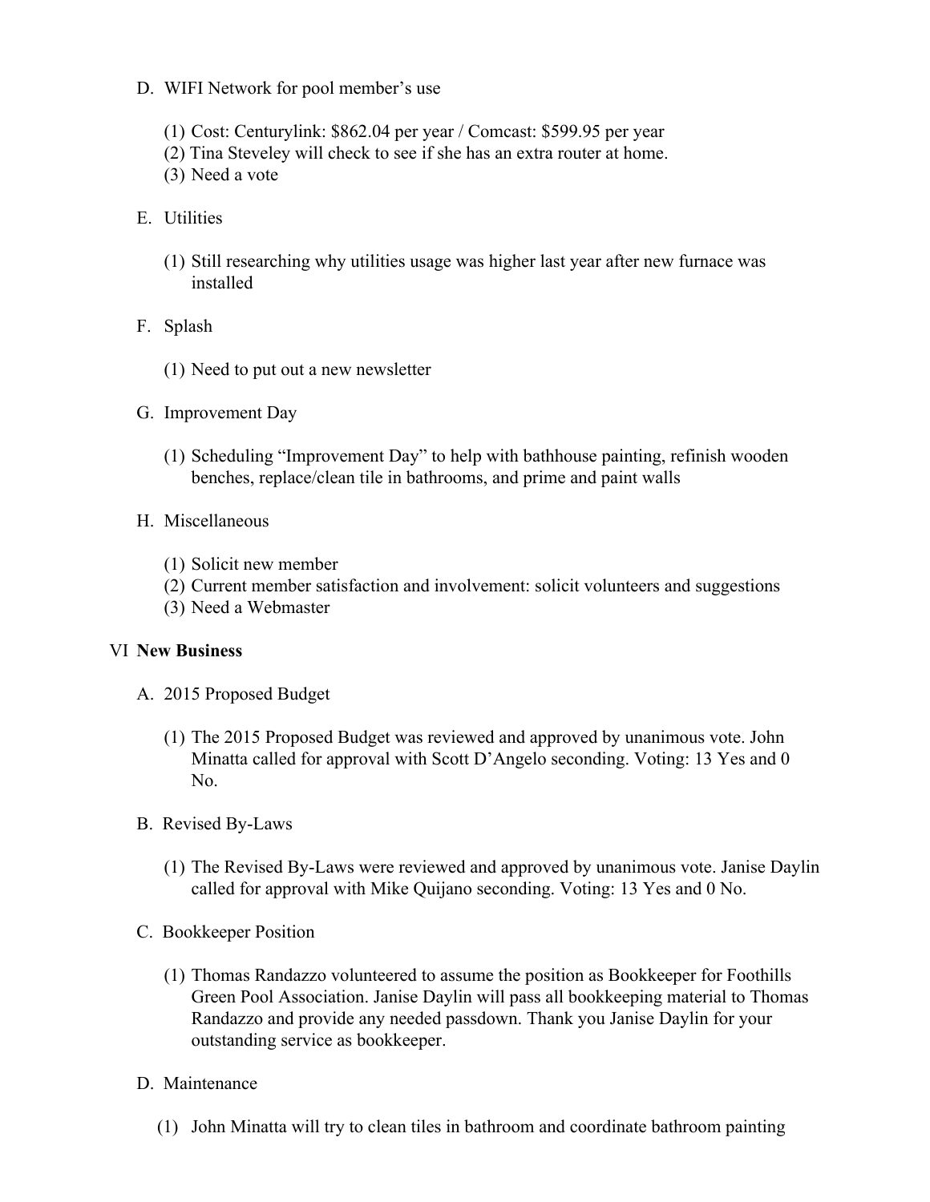D. WIFI Network for pool member's use

   (1) Cost: Centurylink: $862.04 per year / Comcast: $599.95 per year
   (2) Tina Steveley will check to see if she has an extra router at home.
   (3) Need a vote

E. Utilities

   (1) Still researching why utilities usage was higher last year after new furnace was installed

F. Splash

   (1) Need to put out a new newsletter

G. Improvement Day

   (1) Scheduling "Improvement Day" to help with bathhouse painting, refinish wooden benches, replace/clean tile in bathrooms, and prime and paint walls

H. Miscellaneous

   (1) Solicit new member
   (2) Current member satisfaction and involvement: solicit volunteers and suggestions
   (3) Need a Webmaster

VI **New Business**

A. 2015 Proposed Budget

   (1) The 2015 Proposed Budget was reviewed and approved by unanimous vote. John Minatta called for approval with Scott D'Angelo seconding. Voting: 13 Yes and 0 No.

B. Revised By-Laws

   (1) The Revised By-Laws were reviewed and approved by unanimous vote. Janise Daylin called for approval with Mike Quijano seconding. Voting: 13 Yes and 0 No.

C. Bookkeeper Position

   (1) Thomas Randazzo volunteered to assume the position as Bookkeeper for Foothills Green Pool Association. Janise Daylin will pass all bookkeeping material to Thomas Randazzo and provide any needed passdown. Thank you Janise Daylin for your outstanding service as bookkeeper.

D. Maintenance

   (1) John Minatta will try to clean tiles in bathroom and coordinate bathroom painting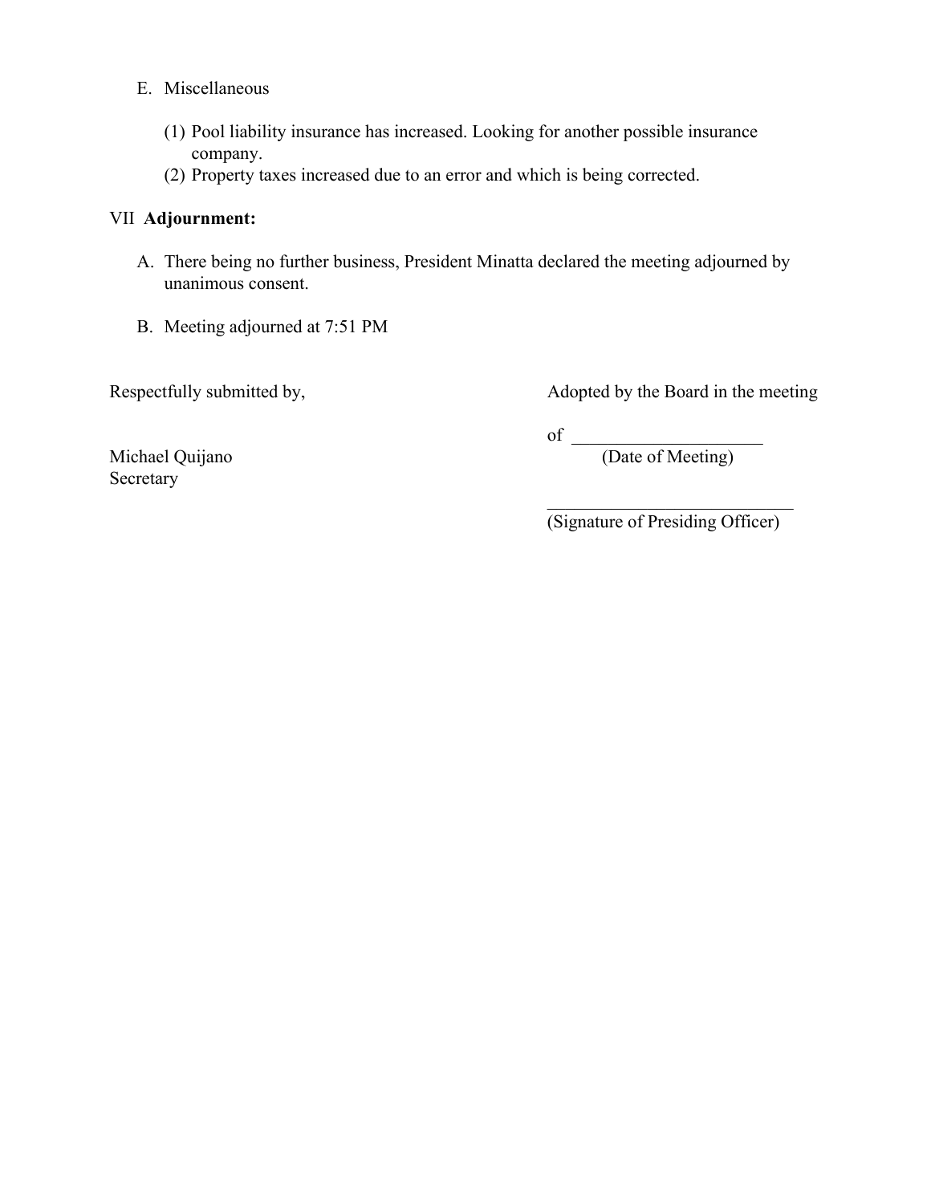E. Miscellaneous

   (1) Pool liability insurance has increased. Looking for another possible insurance company.
   (2) Property taxes increased due to an error and which is being corrected.

VII **Adjournment:**

A. There being no further business, President Minatta declared the meeting adjourned by unanimous consent.

B. Meeting adjourned at 7:51 PM

Respectfully submitted by,

Michael Quijano
Secretary

Adopted by the Board in the meeting

of ____________________
(Date of Meeting)

____________________________
(Signature of Presiding Officer)